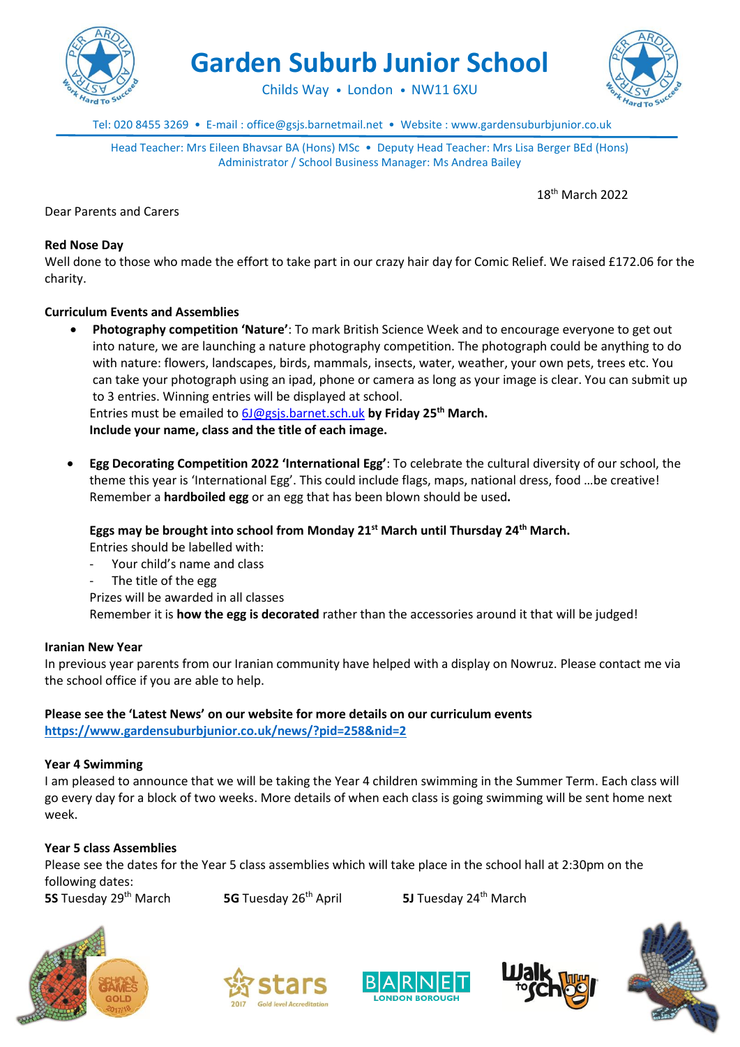# Garden Suburb Junior School

Childs Way • London • NW11 6XU

Tel: 020 8455 3269 • E-mail : office@gsjs.barnetmail.net • Website : www.gardensuburbjunior.co.uk

Head Teacher: Mrs Eileen Bhavsar BA (Hons) MSc • Deputy Head Teacher: Mrs Lisa Berger BEd (Hons)
Administrator / School Business Manager: Ms Andrea Bailey

18th March 2022

Dear Parents and Carers

**Red Nose Day**
Well done to those who made the effort to take part in our crazy hair day for Comic Relief. We raised £172.06 for the charity.

**Curriculum Events and Assemblies**

- **Photography competition 'Nature'**: To mark British Science Week and to encourage everyone to get out into nature, we are launching a nature photography competition. The photograph could be anything to do with nature: flowers, landscapes, birds, mammals, insects, water, weather, your own pets, trees etc. You can take your photograph using an ipad, phone or camera as long as your image is clear. You can submit up to 3 entries. Winning entries will be displayed at school.
  Entries must be emailed to 6J@gsjs.barnet.sch.uk **by Friday 25th March.**
  **Include your name, class and the title of each image.**

- **Egg Decorating Competition 2022 'International Egg'**: To celebrate the cultural diversity of our school, the theme this year is 'International Egg'. This could include flags, maps, national dress, food …be creative! Remember a **hardboiled egg** or an egg that has been blown should be used**.**

  **Eggs may be brought into school from Monday 21st March until Thursday 24th March.**
  Entries should be labelled with:
  - Your child's name and class
  - The title of the egg

  Prizes will be awarded in all classes
  Remember it is **how the egg is decorated** rather than the accessories around it that will be judged!

**Iranian New Year**
In previous year parents from our Iranian community have helped with a display on Nowruz. Please contact me via the school office if you are able to help.

**Please see the 'Latest News' on our website for more details on our curriculum events**
**https://www.gardensuburbjunior.co.uk/news/?pid=258&nid=2**

**Year 4 Swimming**
I am pleased to announce that we will be taking the Year 4 children swimming in the Summer Term. Each class will go every day for a block of two weeks. More details of when each class is going swimming will be sent home next week.

**Year 5 class Assemblies**
Please see the dates for the Year 5 class assemblies which will take place in the school hall at 2:30pm on the following dates:
**5S** Tuesday 29th March  **5G** Tuesday 26th April  **5J** Tuesday 24th March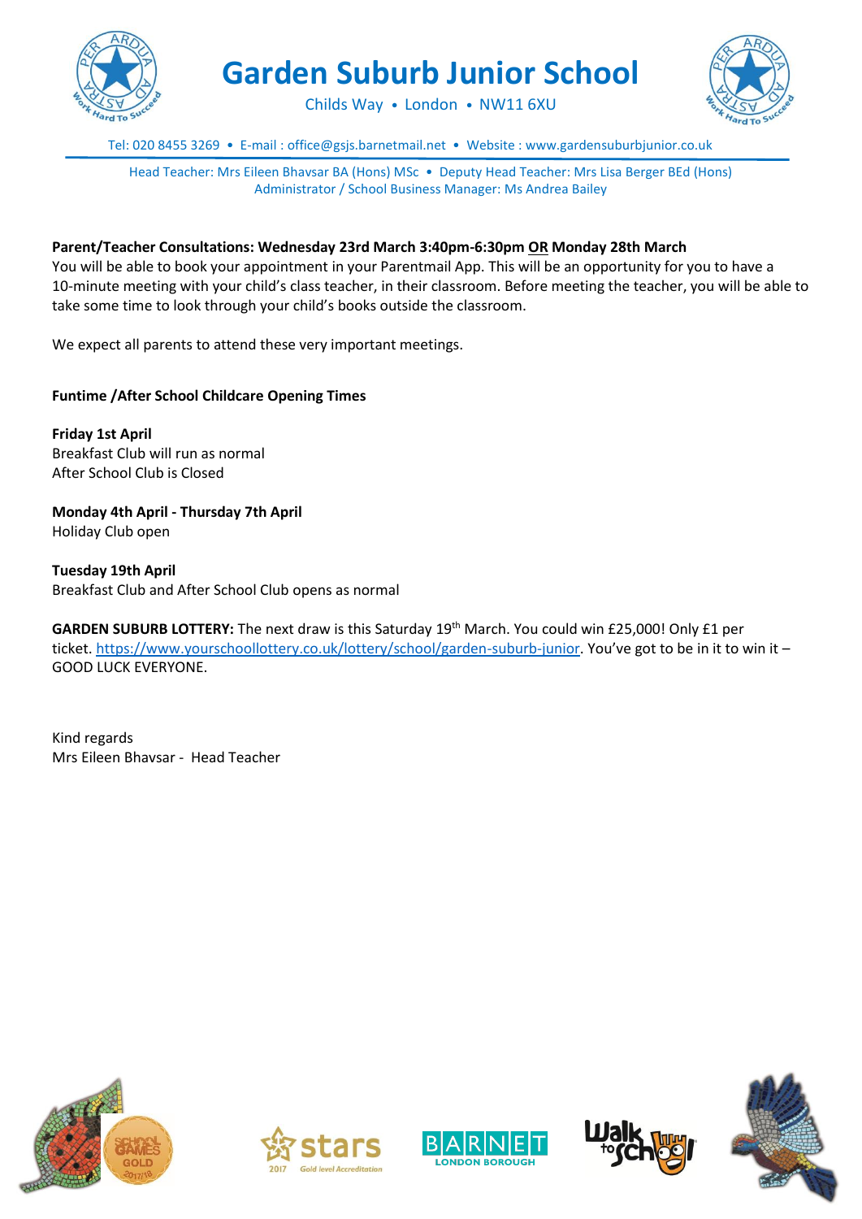# Garden Suburb Junior School

Childs Way • London • NW11 6XU

Tel: 020 8455 3269 • E-mail : office@gsjs.barnetmail.net • Website : www.gardensuburbjunior.co.uk

Head Teacher: Mrs Eileen Bhavsar BA (Hons) MSc • Deputy Head Teacher: Mrs Lisa Berger BEd (Hons)
Administrator / School Business Manager: Ms Andrea Bailey

**Parent/Teacher Consultations: Wednesday 23rd March 3:40pm-6:30pm OR Monday 28th March**
You will be able to book your appointment in your Parentmail App. This will be an opportunity for you to have a 10-minute meeting with your child's class teacher, in their classroom. Before meeting the teacher, you will be able to take some time to look through your child's books outside the classroom.

We expect all parents to attend these very important meetings.

**Funtime /After School Childcare Opening Times**

**Friday 1st April**
Breakfast Club will run as normal
After School Club is Closed

**Monday 4th April - Thursday 7th April**
Holiday Club open

**Tuesday 19th April**
Breakfast Club and After School Club opens as normal

**GARDEN SUBURB LOTTERY:** The next draw is this Saturday 19th March. You could win £25,000! Only £1 per ticket. https://www.yourschoollottery.co.uk/lottery/school/garden-suburb-junior. You've got to be in it to win it – GOOD LUCK EVERYONE.

Kind regards
Mrs Eileen Bhavsar - Head Teacher